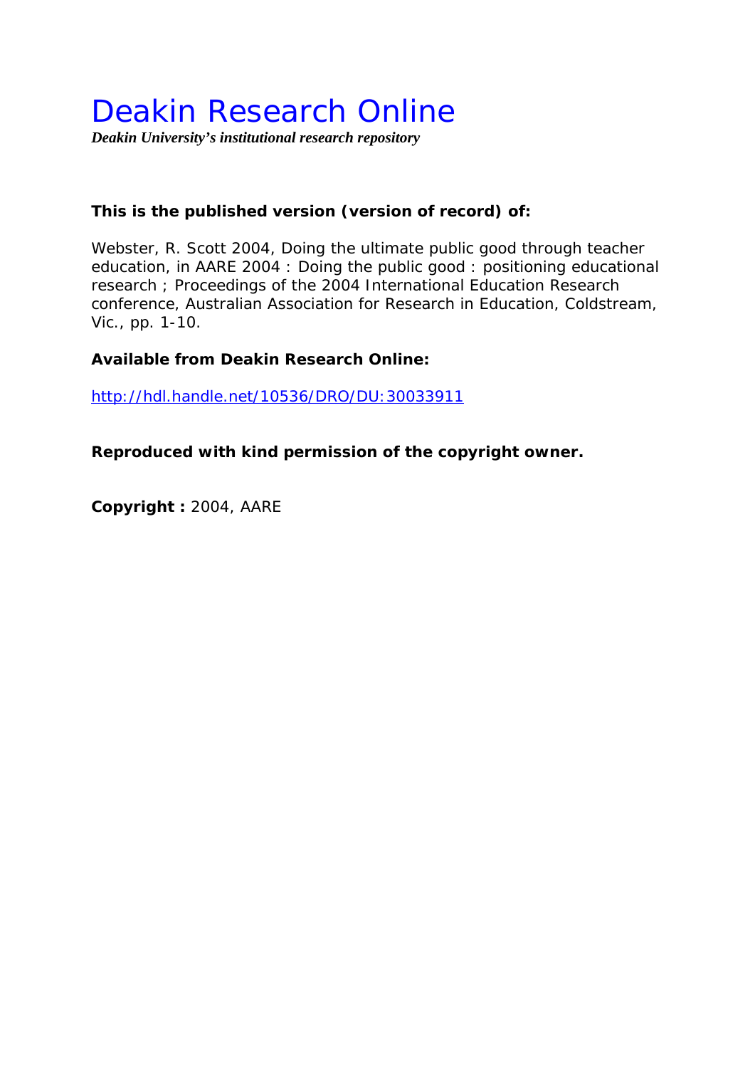# Deakin Research Online

***Deakin University's institutional research repository***

**This is the published version (version of record) of:**

Webster, R. Scott 2004, Doing the ultimate public good through teacher education, in AARE 2004 : Doing the public good : positioning educational research ; Proceedings of the 2004 International Education Research conference, Australian Association for Research in Education, Coldstream, Vic., pp. 1-10.

**Available from Deakin Research Online:**

http://hdl.handle.net/10536/DRO/DU:30033911

**Reproduced with kind permission of the copyright owner.**

**Copyright :** 2004, AARE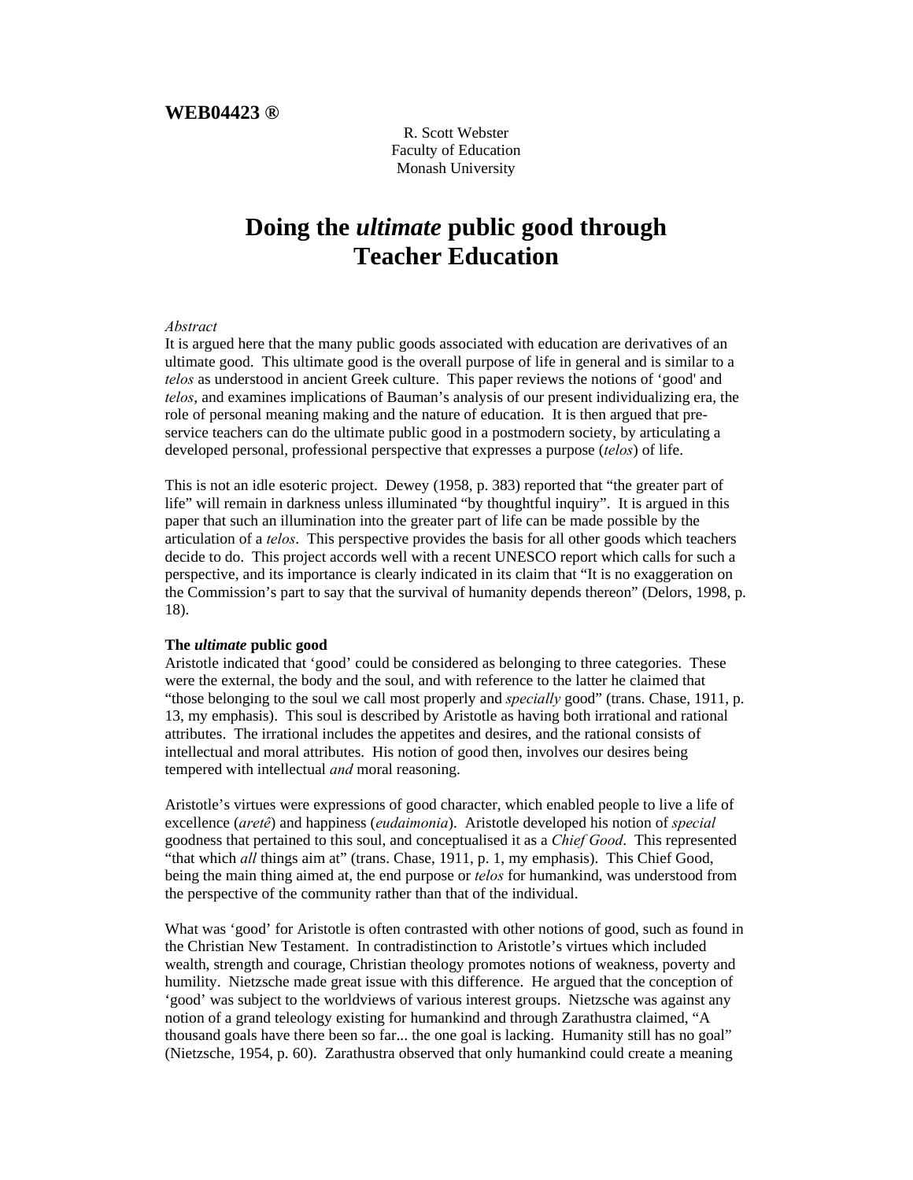**WEB04423 ®**

R. Scott Webster
Faculty of Education
Monash University

# Doing the *ultimate* public good through Teacher Education

*Abstract*

It is argued here that the many public goods associated with education are derivatives of an ultimate good. This ultimate good is the overall purpose of life in general and is similar to a *telos* as understood in ancient Greek culture. This paper reviews the notions of 'good' and *telos*, and examines implications of Bauman's analysis of our present individualizing era, the role of personal meaning making and the nature of education. It is then argued that pre-service teachers can do the ultimate public good in a postmodern society, by articulating a developed personal, professional perspective that expresses a purpose (*telos*) of life.

This is not an idle esoteric project. Dewey (1958, p. 383) reported that "the greater part of life" will remain in darkness unless illuminated "by thoughtful inquiry". It is argued in this paper that such an illumination into the greater part of life can be made possible by the articulation of a *telos*. This perspective provides the basis for all other goods which teachers decide to do. This project accords well with a recent UNESCO report which calls for such a perspective, and its importance is clearly indicated in its claim that "It is no exaggeration on the Commission's part to say that the survival of humanity depends thereon" (Delors, 1998, p. 18).

## The *ultimate* public good

Aristotle indicated that 'good' could be considered as belonging to three categories. These were the external, the body and the soul, and with reference to the latter he claimed that "those belonging to the soul we call most properly and *specially* good" (trans. Chase, 1911, p. 13, my emphasis). This soul is described by Aristotle as having both irrational and rational attributes. The irrational includes the appetites and desires, and the rational consists of intellectual and moral attributes. His notion of good then, involves our desires being tempered with intellectual *and* moral reasoning.

Aristotle's virtues were expressions of good character, which enabled people to live a life of excellence (*aretê*) and happiness (*eudaimonia*). Aristotle developed his notion of *special* goodness that pertained to this soul, and conceptualised it as a *Chief Good*. This represented "that which *all* things aim at" (trans. Chase, 1911, p. 1, my emphasis). This Chief Good, being the main thing aimed at, the end purpose or *telos* for humankind, was understood from the perspective of the community rather than that of the individual.

What was 'good' for Aristotle is often contrasted with other notions of good, such as found in the Christian New Testament. In contradistinction to Aristotle's virtues which included wealth, strength and courage, Christian theology promotes notions of weakness, poverty and humility. Nietzsche made great issue with this difference. He argued that the conception of 'good' was subject to the worldviews of various interest groups. Nietzsche was against any notion of a grand teleology existing for humankind and through Zarathustra claimed, "A thousand goals have there been so far... the one goal is lacking. Humanity still has no goal" (Nietzsche, 1954, p. 60). Zarathustra observed that only humankind could create a meaning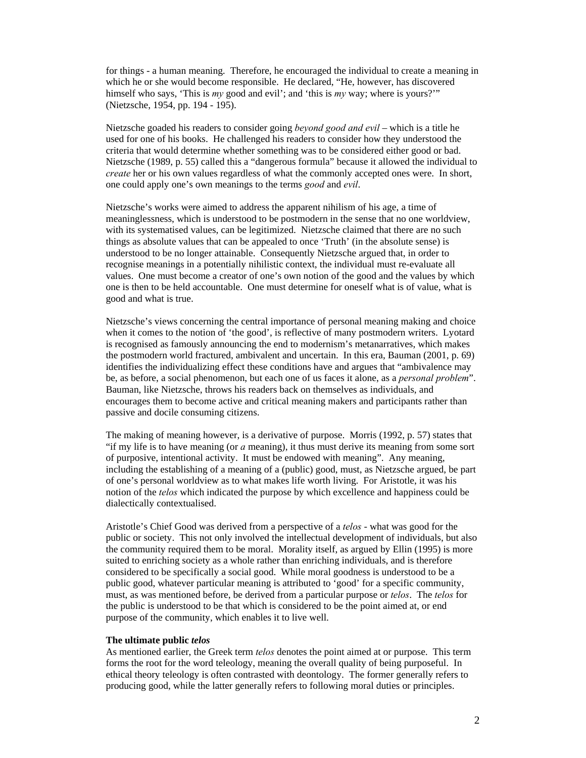for things - a human meaning. Therefore, he encouraged the individual to create a meaning in which he or she would become responsible. He declared, "He, however, has discovered himself who says, 'This is *my* good and evil'; and 'this is *my* way; where is yours?'" (Nietzsche, 1954, pp. 194 - 195).

Nietzsche goaded his readers to consider going *beyond good and evil* – which is a title he used for one of his books. He challenged his readers to consider how they understood the criteria that would determine whether something was to be considered either good or bad. Nietzsche (1989, p. 55) called this a "dangerous formula" because it allowed the individual to *create* her or his own values regardless of what the commonly accepted ones were. In short, one could apply one's own meanings to the terms *good* and *evil*.

Nietzsche's works were aimed to address the apparent nihilism of his age, a time of meaninglessness, which is understood to be postmodern in the sense that no one worldview, with its systematised values, can be legitimized. Nietzsche claimed that there are no such things as absolute values that can be appealed to once 'Truth' (in the absolute sense) is understood to be no longer attainable. Consequently Nietzsche argued that, in order to recognise meanings in a potentially nihilistic context, the individual must re-evaluate all values. One must become a creator of one's own notion of the good and the values by which one is then to be held accountable. One must determine for oneself what is of value, what is good and what is true.

Nietzsche's views concerning the central importance of personal meaning making and choice when it comes to the notion of 'the good', is reflective of many postmodern writers. Lyotard is recognised as famously announcing the end to modernism's metanarratives, which makes the postmodern world fractured, ambivalent and uncertain. In this era, Bauman (2001, p. 69) identifies the individualizing effect these conditions have and argues that "ambivalence may be, as before, a social phenomenon, but each one of us faces it alone, as a *personal problem*". Bauman, like Nietzsche, throws his readers back on themselves as individuals, and encourages them to become active and critical meaning makers and participants rather than passive and docile consuming citizens.

The making of meaning however, is a derivative of purpose. Morris (1992, p. 57) states that "if my life is to have meaning (or *a* meaning), it thus must derive its meaning from some sort of purposive, intentional activity. It must be endowed with meaning". Any meaning, including the establishing of a meaning of a (public) good, must, as Nietzsche argued, be part of one's personal worldview as to what makes life worth living. For Aristotle, it was his notion of the *telos* which indicated the purpose by which excellence and happiness could be dialectically contextualised.

Aristotle's Chief Good was derived from a perspective of a *telos* - what was good for the public or society. This not only involved the intellectual development of individuals, but also the community required them to be moral. Morality itself, as argued by Ellin (1995) is more suited to enriching society as a whole rather than enriching individuals, and is therefore considered to be specifically a social good. While moral goodness is understood to be a public good, whatever particular meaning is attributed to 'good' for a specific community, must, as was mentioned before, be derived from a particular purpose or *telos*. The *telos* for the public is understood to be that which is considered to be the point aimed at, or end purpose of the community, which enables it to live well.

### The ultimate public *telos*

As mentioned earlier, the Greek term *telos* denotes the point aimed at or purpose. This term forms the root for the word teleology, meaning the overall quality of being purposeful. In ethical theory teleology is often contrasted with deontology. The former generally refers to producing good, while the latter generally refers to following moral duties or principles.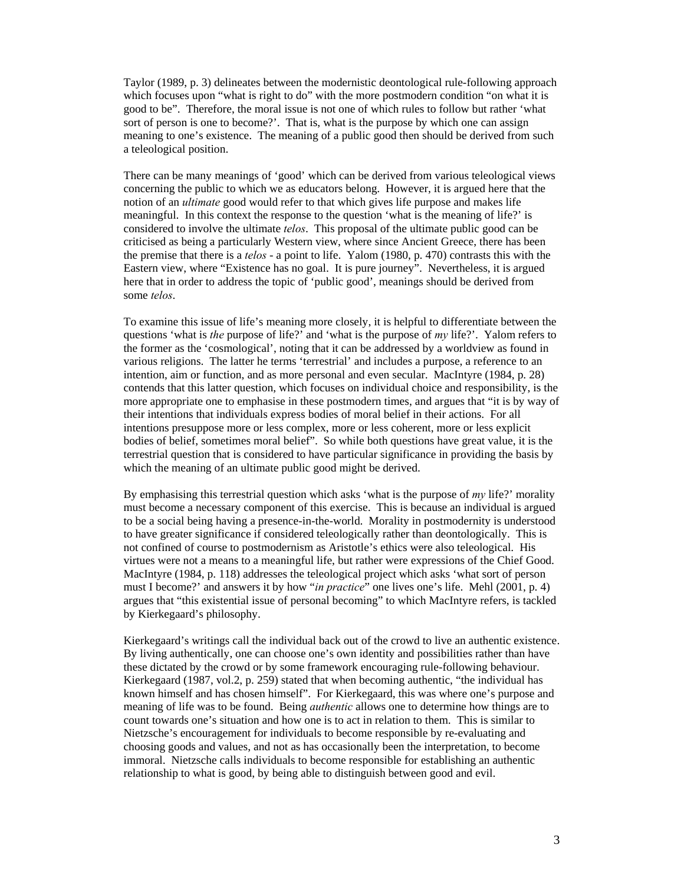Taylor (1989, p. 3) delineates between the modernistic deontological rule-following approach which focuses upon "what is right to do" with the more postmodern condition "on what it is good to be". Therefore, the moral issue is not one of which rules to follow but rather 'what sort of person is one to become?'. That is, what is the purpose by which one can assign meaning to one's existence. The meaning of a public good then should be derived from such a teleological position.

There can be many meanings of 'good' which can be derived from various teleological views concerning the public to which we as educators belong. However, it is argued here that the notion of an *ultimate* good would refer to that which gives life purpose and makes life meaningful. In this context the response to the question 'what is the meaning of life?' is considered to involve the ultimate *telos*. This proposal of the ultimate public good can be criticised as being a particularly Western view, where since Ancient Greece, there has been the premise that there is a *telos* - a point to life. Yalom (1980, p. 470) contrasts this with the Eastern view, where "Existence has no goal. It is pure journey". Nevertheless, it is argued here that in order to address the topic of 'public good', meanings should be derived from some *telos*.

To examine this issue of life's meaning more closely, it is helpful to differentiate between the questions 'what is *the* purpose of life?' and 'what is the purpose of *my* life?'. Yalom refers to the former as the 'cosmological', noting that it can be addressed by a worldview as found in various religions. The latter he terms 'terrestrial' and includes a purpose, a reference to an intention, aim or function, and as more personal and even secular. MacIntyre (1984, p. 28) contends that this latter question, which focuses on individual choice and responsibility, is the more appropriate one to emphasise in these postmodern times, and argues that "it is by way of their intentions that individuals express bodies of moral belief in their actions. For all intentions presuppose more or less complex, more or less coherent, more or less explicit bodies of belief, sometimes moral belief". So while both questions have great value, it is the terrestrial question that is considered to have particular significance in providing the basis by which the meaning of an ultimate public good might be derived.

By emphasising this terrestrial question which asks 'what is the purpose of *my* life?' morality must become a necessary component of this exercise. This is because an individual is argued to be a social being having a presence-in-the-world. Morality in postmodernity is understood to have greater significance if considered teleologically rather than deontologically. This is not confined of course to postmodernism as Aristotle's ethics were also teleological. His virtues were not a means to a meaningful life, but rather were expressions of the Chief Good. MacIntyre (1984, p. 118) addresses the teleological project which asks 'what sort of person must I become?' and answers it by how "*in practice*" one lives one's life. Mehl (2001, p. 4) argues that "this existential issue of personal becoming" to which MacIntyre refers, is tackled by Kierkegaard's philosophy.

Kierkegaard's writings call the individual back out of the crowd to live an authentic existence. By living authentically, one can choose one's own identity and possibilities rather than have these dictated by the crowd or by some framework encouraging rule-following behaviour. Kierkegaard (1987, vol.2, p. 259) stated that when becoming authentic, "the individual has known himself and has chosen himself". For Kierkegaard, this was where one's purpose and meaning of life was to be found. Being *authentic* allows one to determine how things are to count towards one's situation and how one is to act in relation to them. This is similar to Nietzsche's encouragement for individuals to become responsible by re-evaluating and choosing goods and values, and not as has occasionally been the interpretation, to become immoral. Nietzsche calls individuals to become responsible for establishing an authentic relationship to what is good, by being able to distinguish between good and evil.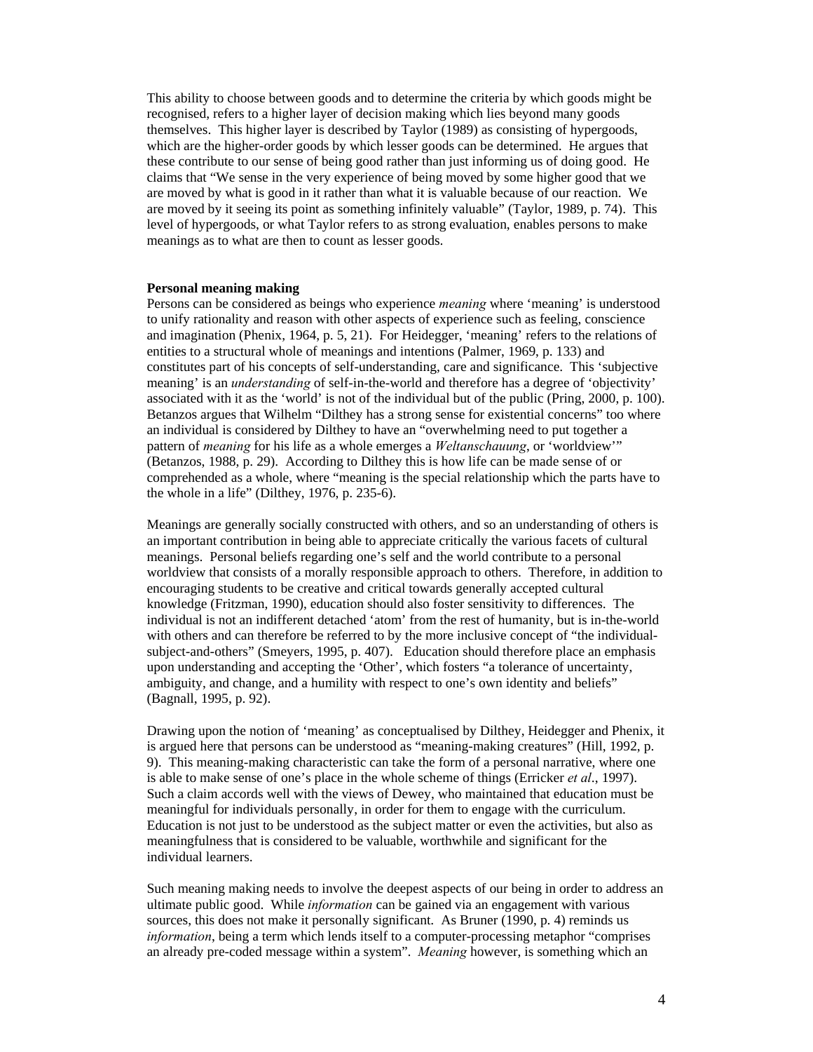This ability to choose between goods and to determine the criteria by which goods might be recognised, refers to a higher layer of decision making which lies beyond many goods themselves. This higher layer is described by Taylor (1989) as consisting of hypergoods, which are the higher-order goods by which lesser goods can be determined. He argues that these contribute to our sense of being good rather than just informing us of doing good. He claims that "We sense in the very experience of being moved by some higher good that we are moved by what is good in it rather than what it is valuable because of our reaction. We are moved by it seeing its point as something infinitely valuable" (Taylor, 1989, p. 74). This level of hypergoods, or what Taylor refers to as strong evaluation, enables persons to make meanings as to what are then to count as lesser goods.

**Personal meaning making**

Persons can be considered as beings who experience *meaning* where 'meaning' is understood to unify rationality and reason with other aspects of experience such as feeling, conscience and imagination (Phenix, 1964, p. 5, 21). For Heidegger, 'meaning' refers to the relations of entities to a structural whole of meanings and intentions (Palmer, 1969, p. 133) and constitutes part of his concepts of self-understanding, care and significance. This 'subjective meaning' is an *understanding* of self-in-the-world and therefore has a degree of 'objectivity' associated with it as the 'world' is not of the individual but of the public (Pring, 2000, p. 100). Betanzos argues that Wilhelm "Dilthey has a strong sense for existential concerns" too where an individual is considered by Dilthey to have an "overwhelming need to put together a pattern of *meaning* for his life as a whole emerges a *Weltanschauung*, or 'worldview'" (Betanzos, 1988, p. 29). According to Dilthey this is how life can be made sense of or comprehended as a whole, where "meaning is the special relationship which the parts have to the whole in a life" (Dilthey, 1976, p. 235-6).

Meanings are generally socially constructed with others, and so an understanding of others is an important contribution in being able to appreciate critically the various facets of cultural meanings. Personal beliefs regarding one's self and the world contribute to a personal worldview that consists of a morally responsible approach to others. Therefore, in addition to encouraging students to be creative and critical towards generally accepted cultural knowledge (Fritzman, 1990), education should also foster sensitivity to differences. The individual is not an indifferent detached 'atom' from the rest of humanity, but is in-the-world with others and can therefore be referred to by the more inclusive concept of "the individual-subject-and-others" (Smeyers, 1995, p. 407). Education should therefore place an emphasis upon understanding and accepting the 'Other', which fosters "a tolerance of uncertainty, ambiguity, and change, and a humility with respect to one's own identity and beliefs" (Bagnall, 1995, p. 92).

Drawing upon the notion of 'meaning' as conceptualised by Dilthey, Heidegger and Phenix, it is argued here that persons can be understood as "meaning-making creatures" (Hill, 1992, p. 9). This meaning-making characteristic can take the form of a personal narrative, where one is able to make sense of one's place in the whole scheme of things (Erricker *et al*., 1997). Such a claim accords well with the views of Dewey, who maintained that education must be meaningful for individuals personally, in order for them to engage with the curriculum. Education is not just to be understood as the subject matter or even the activities, but also as meaningfulness that is considered to be valuable, worthwhile and significant for the individual learners.

Such meaning making needs to involve the deepest aspects of our being in order to address an ultimate public good. While *information* can be gained via an engagement with various sources, this does not make it personally significant. As Bruner (1990, p. 4) reminds us *information*, being a term which lends itself to a computer-processing metaphor "comprises an already pre-coded message within a system". *Meaning* however, is something which an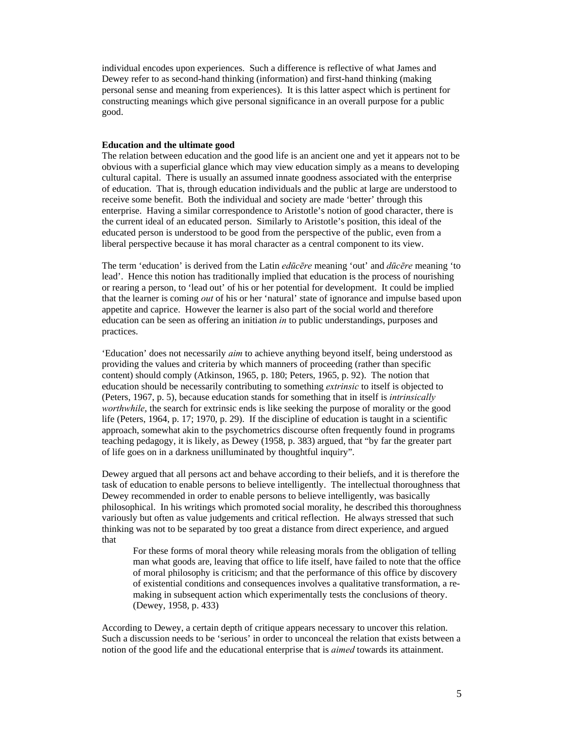individual encodes upon experiences. Such a difference is reflective of what James and Dewey refer to as second-hand thinking (information) and first-hand thinking (making personal sense and meaning from experiences). It is this latter aspect which is pertinent for constructing meanings which give personal significance in an overall purpose for a public good.

**Education and the ultimate good**

The relation between education and the good life is an ancient one and yet it appears not to be obvious with a superficial glance which may view education simply as a means to developing cultural capital. There is usually an assumed innate goodness associated with the enterprise of education. That is, through education individuals and the public at large are understood to receive some benefit. Both the individual and society are made 'better' through this enterprise. Having a similar correspondence to Aristotle's notion of good character, there is the current ideal of an educated person. Similarly to Aristotle's position, this ideal of the educated person is understood to be good from the perspective of the public, even from a liberal perspective because it has moral character as a central component to its view.

The term 'education' is derived from the Latin *edūcēre* meaning 'out' and *dūcēre* meaning 'to lead'. Hence this notion has traditionally implied that education is the process of nourishing or rearing a person, to 'lead out' of his or her potential for development. It could be implied that the learner is coming *out* of his or her 'natural' state of ignorance and impulse based upon appetite and caprice. However the learner is also part of the social world and therefore education can be seen as offering an initiation *in* to public understandings, purposes and practices.

'Education' does not necessarily *aim* to achieve anything beyond itself, being understood as providing the values and criteria by which manners of proceeding (rather than specific content) should comply (Atkinson, 1965, p. 180; Peters, 1965, p. 92). The notion that education should be necessarily contributing to something *extrinsic* to itself is objected to (Peters, 1967, p. 5), because education stands for something that in itself is *intrinsically worthwhile*, the search for extrinsic ends is like seeking the purpose of morality or the good life (Peters, 1964, p. 17; 1970, p. 29). If the discipline of education is taught in a scientific approach, somewhat akin to the psychometrics discourse often frequently found in programs teaching pedagogy, it is likely, as Dewey (1958, p. 383) argued, that "by far the greater part of life goes on in a darkness unilluminated by thoughtful inquiry".

Dewey argued that all persons act and behave according to their beliefs, and it is therefore the task of education to enable persons to believe intelligently. The intellectual thoroughness that Dewey recommended in order to enable persons to believe intelligently, was basically philosophical. In his writings which promoted social morality, he described this thoroughness variously but often as value judgements and critical reflection. He always stressed that such thinking was not to be separated by too great a distance from direct experience, and argued that

> For these forms of moral theory while releasing morals from the obligation of telling man what goods are, leaving that office to life itself, have failed to note that the office of moral philosophy is criticism; and that the performance of this office by discovery of existential conditions and consequences involves a qualitative transformation, a re-making in subsequent action which experimentally tests the conclusions of theory. (Dewey, 1958, p. 433)

According to Dewey, a certain depth of critique appears necessary to uncover this relation. Such a discussion needs to be 'serious' in order to unconceal the relation that exists between a notion of the good life and the educational enterprise that is *aimed* towards its attainment.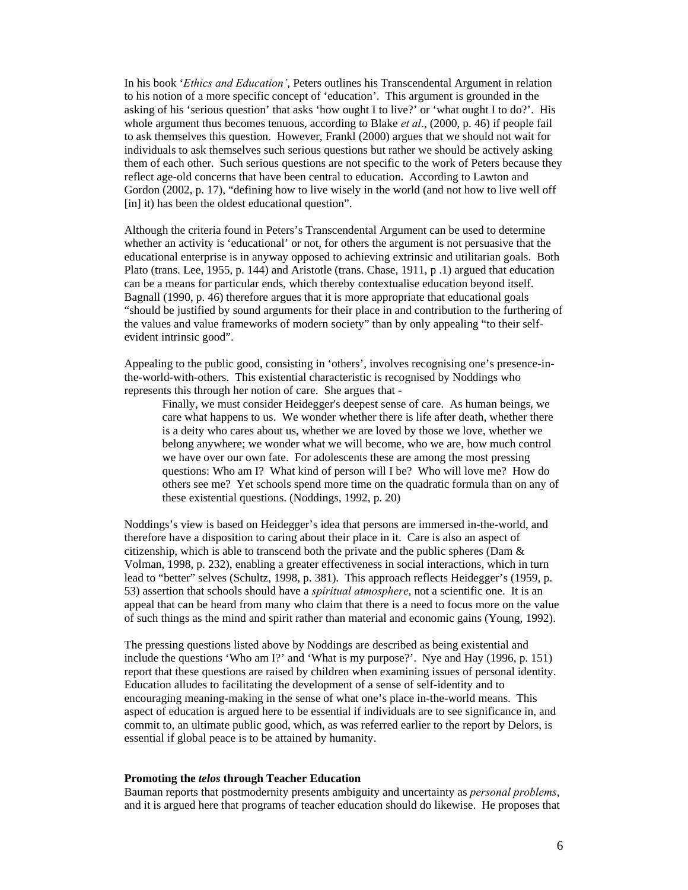In his book '*Ethics and Education'*, Peters outlines his Transcendental Argument in relation to his notion of a more specific concept of 'education'. This argument is grounded in the asking of his 'serious question' that asks 'how ought I to live?' or 'what ought I to do?'. His whole argument thus becomes tenuous, according to Blake *et al*., (2000, p. 46) if people fail to ask themselves this question. However, Frankl (2000) argues that we should not wait for individuals to ask themselves such serious questions but rather we should be actively asking them of each other. Such serious questions are not specific to the work of Peters because they reflect age-old concerns that have been central to education. According to Lawton and Gordon (2002, p. 17), "defining how to live wisely in the world (and not how to live well off [in] it) has been the oldest educational question".

Although the criteria found in Peters's Transcendental Argument can be used to determine whether an activity is 'educational' or not, for others the argument is not persuasive that the educational enterprise is in anyway opposed to achieving extrinsic and utilitarian goals. Both Plato (trans. Lee, 1955, p. 144) and Aristotle (trans. Chase, 1911, p .1) argued that education can be a means for particular ends, which thereby contextualise education beyond itself. Bagnall (1990, p. 46) therefore argues that it is more appropriate that educational goals "should be justified by sound arguments for their place in and contribution to the furthering of the values and value frameworks of modern society" than by only appealing "to their self-evident intrinsic good".

Appealing to the public good, consisting in 'others', involves recognising one's presence-in-the-world-with-others. This existential characteristic is recognised by Noddings who represents this through her notion of care. She argues that -

> Finally, we must consider Heidegger's deepest sense of care. As human beings, we care what happens to us. We wonder whether there is life after death, whether there is a deity who cares about us, whether we are loved by those we love, whether we belong anywhere; we wonder what we will become, who we are, how much control we have over our own fate. For adolescents these are among the most pressing questions: Who am I? What kind of person will I be? Who will love me? How do others see me? Yet schools spend more time on the quadratic formula than on any of these existential questions. (Noddings, 1992, p. 20)

Noddings's view is based on Heidegger's idea that persons are immersed in-the-world, and therefore have a disposition to caring about their place in it. Care is also an aspect of citizenship, which is able to transcend both the private and the public spheres (Dam & Volman, 1998, p. 232), enabling a greater effectiveness in social interactions, which in turn lead to "better" selves (Schultz, 1998, p. 381). This approach reflects Heidegger's (1959, p. 53) assertion that schools should have a *spiritual atmosphere*, not a scientific one. It is an appeal that can be heard from many who claim that there is a need to focus more on the value of such things as the mind and spirit rather than material and economic gains (Young, 1992).

The pressing questions listed above by Noddings are described as being existential and include the questions 'Who am I?' and 'What is my purpose?'. Nye and Hay (1996, p. 151) report that these questions are raised by children when examining issues of personal identity. Education alludes to facilitating the development of a sense of self-identity and to encouraging meaning-making in the sense of what one's place in-the-world means. This aspect of education is argued here to be essential if individuals are to see significance in, and commit to, an ultimate public good, which, as was referred earlier to the report by Delors, is essential if global peace is to be attained by humanity.

### Promoting the *telos* through Teacher Education

Bauman reports that postmodernity presents ambiguity and uncertainty as *personal problems*, and it is argued here that programs of teacher education should do likewise. He proposes that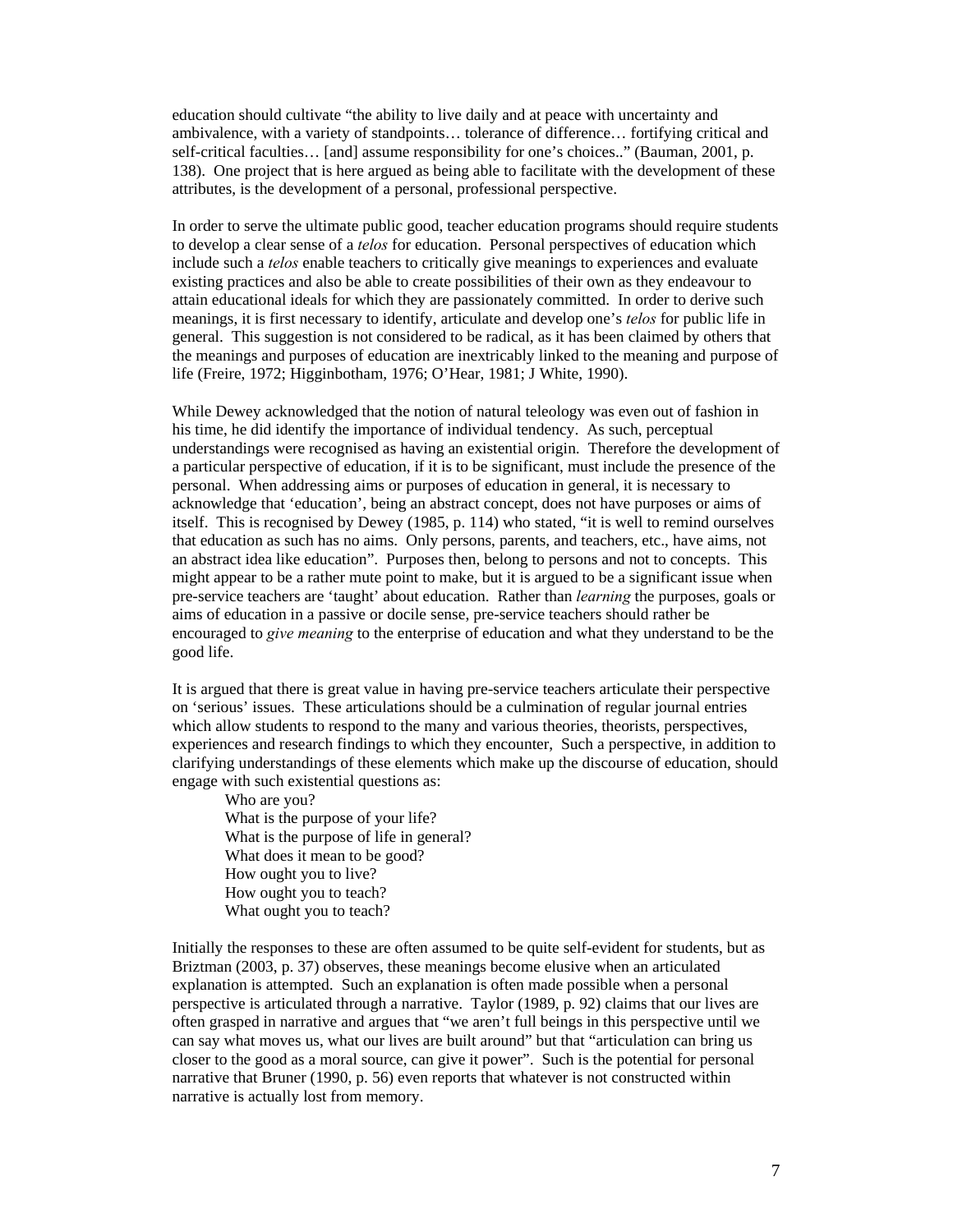education should cultivate "the ability to live daily and at peace with uncertainty and ambivalence, with a variety of standpoints… tolerance of difference… fortifying critical and self-critical faculties… [and] assume responsibility for one's choices.." (Bauman, 2001, p. 138). One project that is here argued as being able to facilitate with the development of these attributes, is the development of a personal, professional perspective.

In order to serve the ultimate public good, teacher education programs should require students to develop a clear sense of a *telos* for education. Personal perspectives of education which include such a *telos* enable teachers to critically give meanings to experiences and evaluate existing practices and also be able to create possibilities of their own as they endeavour to attain educational ideals for which they are passionately committed. In order to derive such meanings, it is first necessary to identify, articulate and develop one's *telos* for public life in general. This suggestion is not considered to be radical, as it has been claimed by others that the meanings and purposes of education are inextricably linked to the meaning and purpose of life (Freire, 1972; Higginbotham, 1976; O'Hear, 1981; J White, 1990).

While Dewey acknowledged that the notion of natural teleology was even out of fashion in his time, he did identify the importance of individual tendency. As such, perceptual understandings were recognised as having an existential origin. Therefore the development of a particular perspective of education, if it is to be significant, must include the presence of the personal. When addressing aims or purposes of education in general, it is necessary to acknowledge that 'education', being an abstract concept, does not have purposes or aims of itself. This is recognised by Dewey (1985, p. 114) who stated, "it is well to remind ourselves that education as such has no aims. Only persons, parents, and teachers, etc., have aims, not an abstract idea like education". Purposes then, belong to persons and not to concepts. This might appear to be a rather mute point to make, but it is argued to be a significant issue when pre-service teachers are 'taught' about education. Rather than *learning* the purposes, goals or aims of education in a passive or docile sense, pre-service teachers should rather be encouraged to *give meaning* to the enterprise of education and what they understand to be the good life.

It is argued that there is great value in having pre-service teachers articulate their perspective on 'serious' issues. These articulations should be a culmination of regular journal entries which allow students to respond to the many and various theories, theorists, perspectives, experiences and research findings to which they encounter, Such a perspective, in addition to clarifying understandings of these elements which make up the discourse of education, should engage with such existential questions as:

> Who are you?
> What is the purpose of your life?
> What is the purpose of life in general?
> What does it mean to be good?
> How ought you to live?
> How ought you to teach?
> What ought you to teach?

Initially the responses to these are often assumed to be quite self-evident for students, but as Briztman (2003, p. 37) observes, these meanings become elusive when an articulated explanation is attempted. Such an explanation is often made possible when a personal perspective is articulated through a narrative. Taylor (1989, p. 92) claims that our lives are often grasped in narrative and argues that "we aren't full beings in this perspective until we can say what moves us, what our lives are built around" but that "articulation can bring us closer to the good as a moral source, can give it power". Such is the potential for personal narrative that Bruner (1990, p. 56) even reports that whatever is not constructed within narrative is actually lost from memory.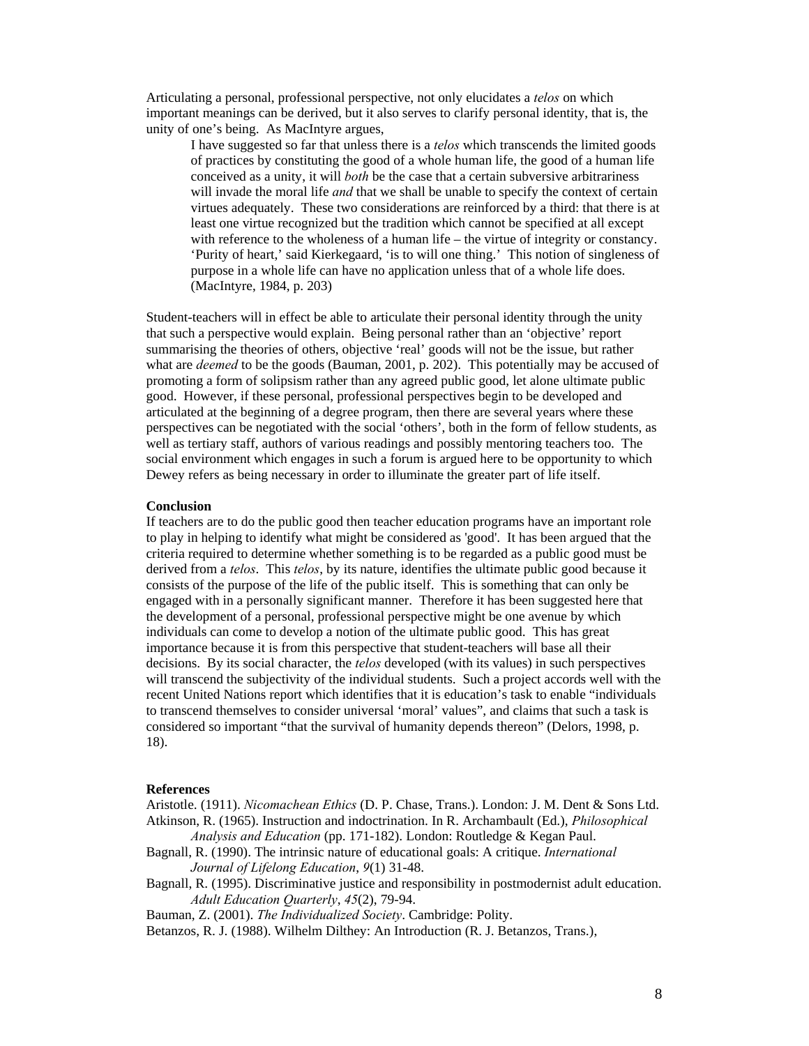Articulating a personal, professional perspective, not only elucidates a *telos* on which important meanings can be derived, but it also serves to clarify personal identity, that is, the unity of one's being. As MacIntyre argues,

> I have suggested so far that unless there is a *telos* which transcends the limited goods of practices by constituting the good of a whole human life, the good of a human life conceived as a unity, it will *both* be the case that a certain subversive arbitrariness will invade the moral life *and* that we shall be unable to specify the context of certain virtues adequately. These two considerations are reinforced by a third: that there is at least one virtue recognized but the tradition which cannot be specified at all except with reference to the wholeness of a human life – the virtue of integrity or constancy. 'Purity of heart,' said Kierkegaard, 'is to will one thing.' This notion of singleness of purpose in a whole life can have no application unless that of a whole life does. (MacIntyre, 1984, p. 203)

Student-teachers will in effect be able to articulate their personal identity through the unity that such a perspective would explain. Being personal rather than an 'objective' report summarising the theories of others, objective 'real' goods will not be the issue, but rather what are *deemed* to be the goods (Bauman, 2001, p. 202). This potentially may be accused of promoting a form of solipsism rather than any agreed public good, let alone ultimate public good. However, if these personal, professional perspectives begin to be developed and articulated at the beginning of a degree program, then there are several years where these perspectives can be negotiated with the social 'others', both in the form of fellow students, as well as tertiary staff, authors of various readings and possibly mentoring teachers too. The social environment which engages in such a forum is argued here to be opportunity to which Dewey refers as being necessary in order to illuminate the greater part of life itself.

**Conclusion**

If teachers are to do the public good then teacher education programs have an important role to play in helping to identify what might be considered as 'good'. It has been argued that the criteria required to determine whether something is to be regarded as a public good must be derived from a *telos*. This *telos*, by its nature, identifies the ultimate public good because it consists of the purpose of the life of the public itself. This is something that can only be engaged with in a personally significant manner. Therefore it has been suggested here that the development of a personal, professional perspective might be one avenue by which individuals can come to develop a notion of the ultimate public good. This has great importance because it is from this perspective that student-teachers will base all their decisions. By its social character, the *telos* developed (with its values) in such perspectives will transcend the subjectivity of the individual students. Such a project accords well with the recent United Nations report which identifies that it is education's task to enable "individuals to transcend themselves to consider universal 'moral' values", and claims that such a task is considered so important "that the survival of humanity depends thereon" (Delors, 1998, p. 18).

**References**

Aristotle. (1911). *Nicomachean Ethics* (D. P. Chase, Trans.). London: J. M. Dent & Sons Ltd.

Atkinson, R. (1965). Instruction and indoctrination. In R. Archambault (Ed.), *Philosophical Analysis and Education* (pp. 171-182). London: Routledge & Kegan Paul.

Bagnall, R. (1990). The intrinsic nature of educational goals: A critique. *International Journal of Lifelong Education*, *9*(1) 31-48.

Bagnall, R. (1995). Discriminative justice and responsibility in postmodernist adult education. *Adult Education Quarterly*, *45*(2), 79-94.

Bauman, Z. (2001). *The Individualized Society*. Cambridge: Polity.

Betanzos, R. J. (1988). Wilhelm Dilthey: An Introduction (R. J. Betanzos, Trans.),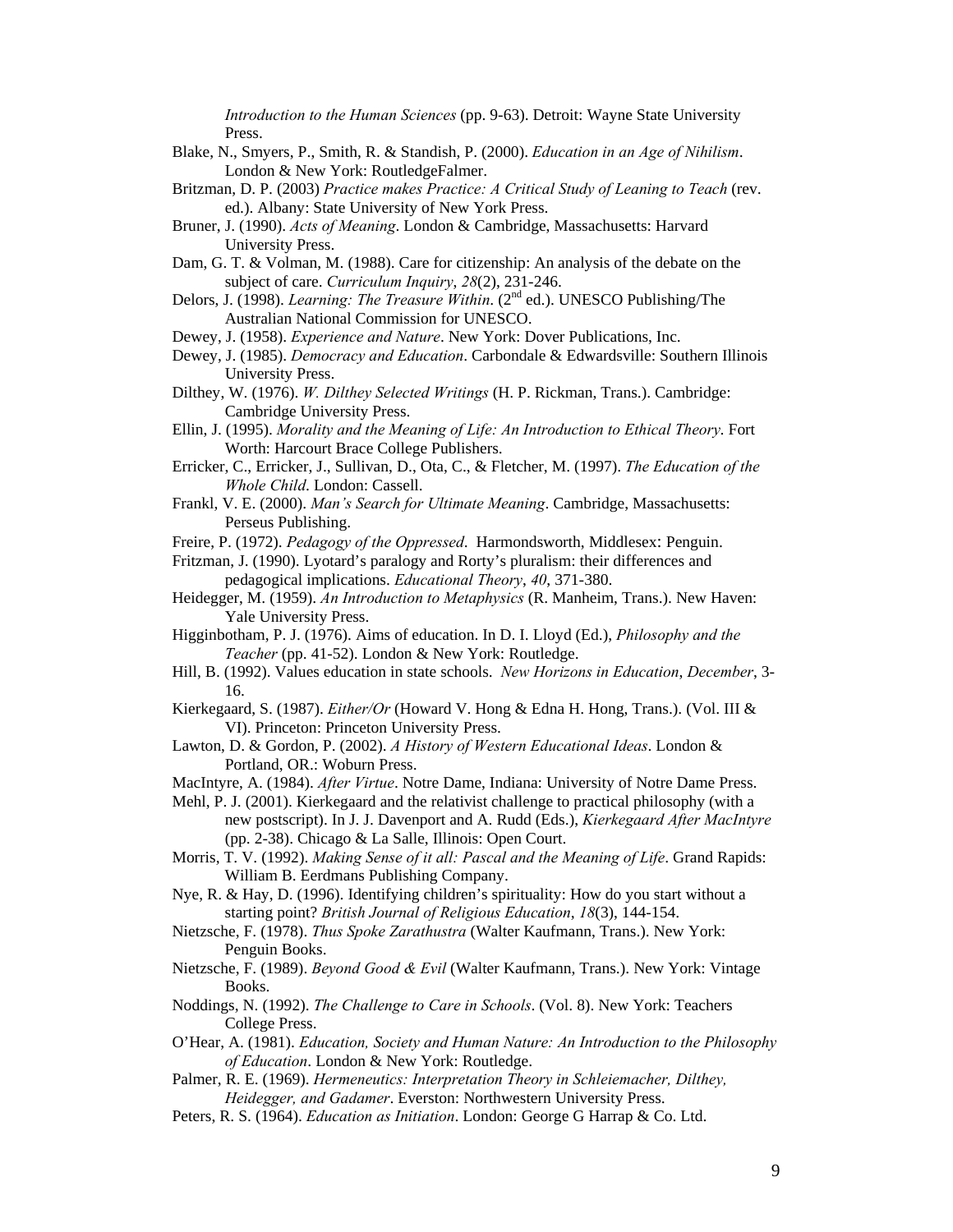*Introduction to the Human Sciences* (pp. 9-63). Detroit: Wayne State University Press.

Blake, N., Smyers, P., Smith, R. & Standish, P. (2000). *Education in an Age of Nihilism*. London & New York: RoutledgeFalmer.

Britzman, D. P. (2003) *Practice makes Practice: A Critical Study of Leaning to Teach* (rev. ed.). Albany: State University of New York Press.

Bruner, J. (1990). *Acts of Meaning*. London & Cambridge, Massachusetts: Harvard University Press.

Dam, G. T. & Volman, M. (1988). Care for citizenship: An analysis of the debate on the subject of care. *Curriculum Inquiry*, *28*(2), 231-246.

Delors, J. (1998). *Learning: The Treasure Within*. (2nd ed.). UNESCO Publishing/The Australian National Commission for UNESCO.

Dewey, J. (1958). *Experience and Nature*. New York: Dover Publications, Inc.

Dewey, J. (1985). *Democracy and Education*. Carbondale & Edwardsville: Southern Illinois University Press.

Dilthey, W. (1976). *W. Dilthey Selected Writings* (H. P. Rickman, Trans.). Cambridge: Cambridge University Press.

Ellin, J. (1995). *Morality and the Meaning of Life: An Introduction to Ethical Theory*. Fort Worth: Harcourt Brace College Publishers.

Erricker, C., Erricker, J., Sullivan, D., Ota, C., & Fletcher, M. (1997). *The Education of the Whole Child*. London: Cassell.

Frankl, V. E. (2000). *Man's Search for Ultimate Meaning*. Cambridge, Massachusetts: Perseus Publishing.

Freire, P. (1972). *Pedagogy of the Oppressed*. Harmondsworth, Middlesex: Penguin.

Fritzman, J. (1990). Lyotard's paralogy and Rorty's pluralism: their differences and pedagogical implications. *Educational Theory*, *40*, 371-380.

Heidegger, M. (1959). *An Introduction to Metaphysics* (R. Manheim, Trans.). New Haven: Yale University Press.

Higginbotham, P. J. (1976). Aims of education. In D. I. Lloyd (Ed.), *Philosophy and the Teacher* (pp. 41-52). London & New York: Routledge.

Hill, B. (1992). Values education in state schools. *New Horizons in Education*, *December*, 3-16.

Kierkegaard, S. (1987). *Either/Or* (Howard V. Hong & Edna H. Hong, Trans.). (Vol. III & VI). Princeton: Princeton University Press.

Lawton, D. & Gordon, P. (2002). *A History of Western Educational Ideas*. London & Portland, OR.: Woburn Press.

MacIntyre, A. (1984). *After Virtue*. Notre Dame, Indiana: University of Notre Dame Press.

Mehl, P. J. (2001). Kierkegaard and the relativist challenge to practical philosophy (with a new postscript). In J. J. Davenport and A. Rudd (Eds.), *Kierkegaard After MacIntyre* (pp. 2-38). Chicago & La Salle, Illinois: Open Court.

Morris, T. V. (1992). *Making Sense of it all: Pascal and the Meaning of Life*. Grand Rapids: William B. Eerdmans Publishing Company.

Nye, R. & Hay, D. (1996). Identifying children's spirituality: How do you start without a starting point? *British Journal of Religious Education*, *18*(3), 144-154.

Nietzsche, F. (1978). *Thus Spoke Zarathustra* (Walter Kaufmann, Trans.). New York: Penguin Books.

Nietzsche, F. (1989). *Beyond Good & Evil* (Walter Kaufmann, Trans.). New York: Vintage Books.

Noddings, N. (1992). *The Challenge to Care in Schools*. (Vol. 8). New York: Teachers College Press.

O'Hear, A. (1981). *Education, Society and Human Nature: An Introduction to the Philosophy of Education*. London & New York: Routledge.

Palmer, R. E. (1969). *Hermeneutics: Interpretation Theory in Schleiemacher, Dilthey, Heidegger, and Gadamer*. Everston: Northwestern University Press.

Peters, R. S. (1964). *Education as Initiation*. London: George G Harrap & Co. Ltd.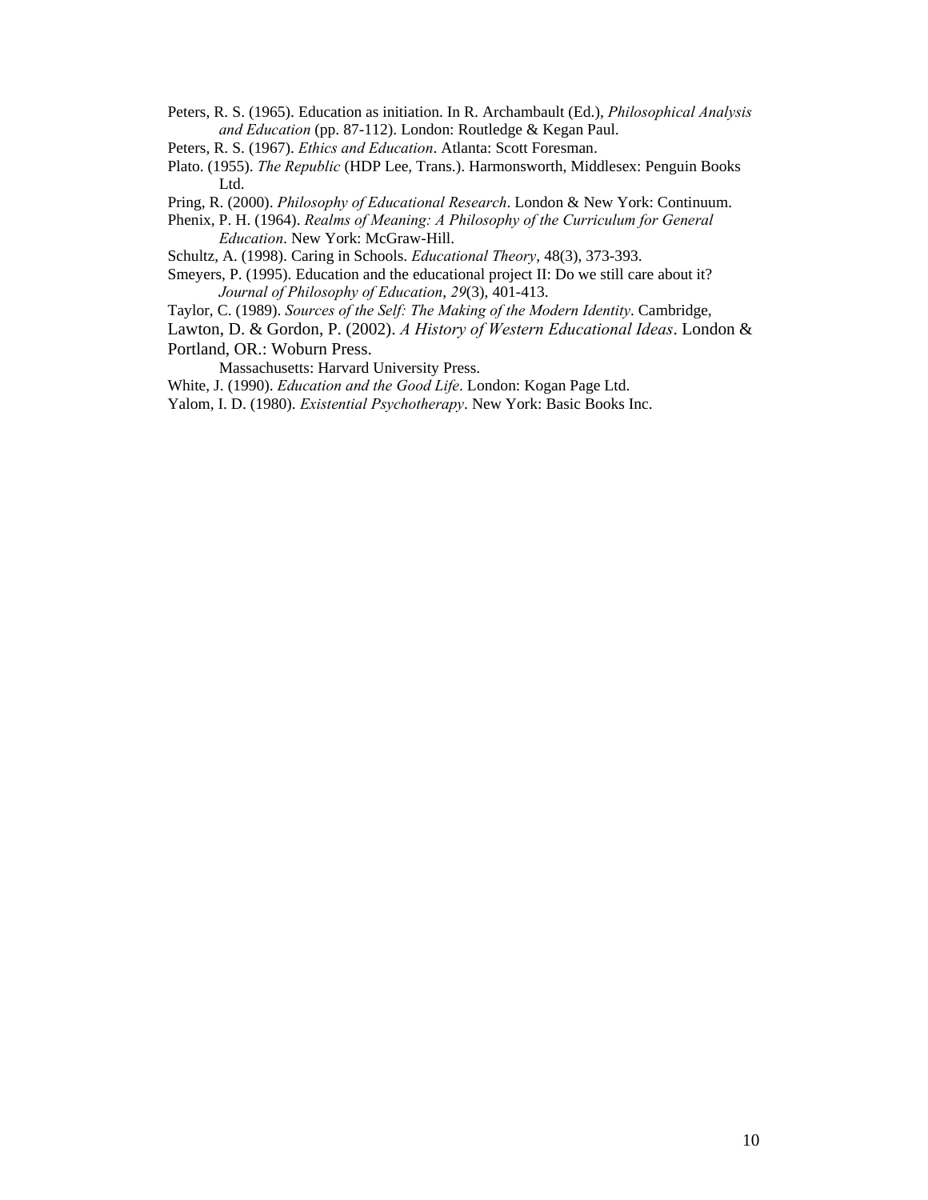Peters, R. S. (1965). Education as initiation. In R. Archambault (Ed.), *Philosophical Analysis and Education* (pp. 87-112). London: Routledge & Kegan Paul.

Peters, R. S. (1967). *Ethics and Education*. Atlanta: Scott Foresman.

Plato. (1955). *The Republic* (HDP Lee, Trans.). Harmonsworth, Middlesex: Penguin Books Ltd.

Pring, R. (2000). *Philosophy of Educational Research*. London & New York: Continuum.

Phenix, P. H. (1964). *Realms of Meaning: A Philosophy of the Curriculum for General Education*. New York: McGraw-Hill.

Schultz, A. (1998). Caring in Schools. *Educational Theory*, 48(3), 373-393.

Smeyers, P. (1995). Education and the educational project II: Do we still care about it? *Journal of Philosophy of Education*, *29*(3), 401-413.

Taylor, C. (1989). *Sources of the Self: The Making of the Modern Identity*. Cambridge,

Lawton, D. & Gordon, P. (2002). *A History of Western Educational Ideas*. London & Portland, OR.: Woburn Press.

Massachusetts: Harvard University Press.

White, J. (1990). *Education and the Good Life*. London: Kogan Page Ltd.

Yalom, I. D. (1980). *Existential Psychotherapy*. New York: Basic Books Inc.